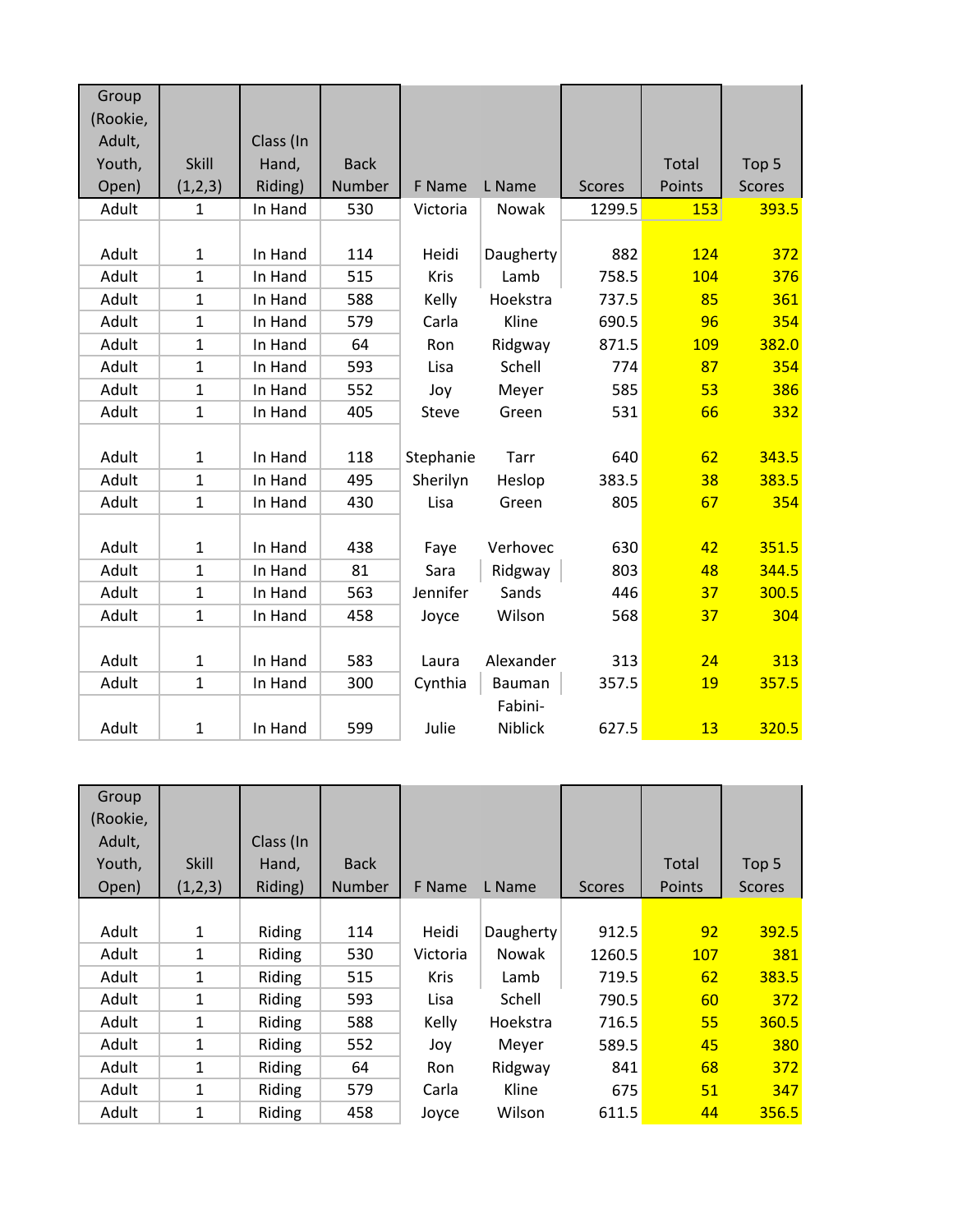| Group (Rookie, Adult, Youth, Open) | Skill (1,2,3) | Class (In Hand, Riding) | Back Number | F Name | L Name | Scores | Total Points | Top 5 Scores |
|---|---|---|---|---|---|---|---|---|
| Adult | 1 | In Hand | 530 | Victoria | Nowak | 1299.5 | 153 | 393.5 |
| | | | | | | | | |
| Adult | 1 | In Hand | 114 | Heidi | Daugherty | 882 | 124 | 372 |
| Adult | 1 | In Hand | 515 | Kris | Lamb | 758.5 | 104 | 376 |
| Adult | 1 | In Hand | 588 | Kelly | Hoekstra | 737.5 | 85 | 361 |
| Adult | 1 | In Hand | 579 | Carla | Kline | 690.5 | 96 | 354 |
| Adult | 1 | In Hand | 64 | Ron | Ridgway | 871.5 | 109 | 382.0 |
| Adult | 1 | In Hand | 593 | Lisa | Schell | 774 | 87 | 354 |
| Adult | 1 | In Hand | 552 | Joy | Meyer | 585 | 53 | 386 |
| Adult | 1 | In Hand | 405 | Steve | Green | 531 | 66 | 332 |
| | | | | | | | | |
| Adult | 1 | In Hand | 118 | Stephanie | Tarr | 640 | 62 | 343.5 |
| Adult | 1 | In Hand | 495 | Sherilyn | Heslop | 383.5 | 38 | 383.5 |
| Adult | 1 | In Hand | 430 | Lisa | Green | 805 | 67 | 354 |
| | | | | | | | | |
| Adult | 1 | In Hand | 438 | Faye | Verhovec | 630 | 42 | 351.5 |
| Adult | 1 | In Hand | 81 | Sara | Ridgway | 803 | 48 | 344.5 |
| Adult | 1 | In Hand | 563 | Jennifer | Sands | 446 | 37 | 300.5 |
| Adult | 1 | In Hand | 458 | Joyce | Wilson | 568 | 37 | 304 |
| | | | | | | | | |
| Adult | 1 | In Hand | 583 | Laura | Alexander | 313 | 24 | 313 |
| Adult | 1 | In Hand | 300 | Cynthia | Bauman | 357.5 | 19 | 357.5 |
| Adult | 1 | In Hand | 599 | Julie | Fabini-Niblick | 627.5 | 13 | 320.5 |

| Group (Rookie, Adult, Youth, Open) | Skill (1,2,3) | Class (In Hand, Riding) | Back Number | F Name | L Name | Scores | Total Points | Top 5 Scores |
|---|---|---|---|---|---|---|---|---|
| | | | | | | | | |
| Adult | 1 | Riding | 114 | Heidi | Daugherty | 912.5 | 92 | 392.5 |
| Adult | 1 | Riding | 530 | Victoria | Nowak | 1260.5 | 107 | 381 |
| Adult | 1 | Riding | 515 | Kris | Lamb | 719.5 | 62 | 383.5 |
| Adult | 1 | Riding | 593 | Lisa | Schell | 790.5 | 60 | 372 |
| Adult | 1 | Riding | 588 | Kelly | Hoekstra | 716.5 | 55 | 360.5 |
| Adult | 1 | Riding | 552 | Joy | Meyer | 589.5 | 45 | 380 |
| Adult | 1 | Riding | 64 | Ron | Ridgway | 841 | 68 | 372 |
| Adult | 1 | Riding | 579 | Carla | Kline | 675 | 51 | 347 |
| Adult | 1 | Riding | 458 | Joyce | Wilson | 611.5 | 44 | 356.5 |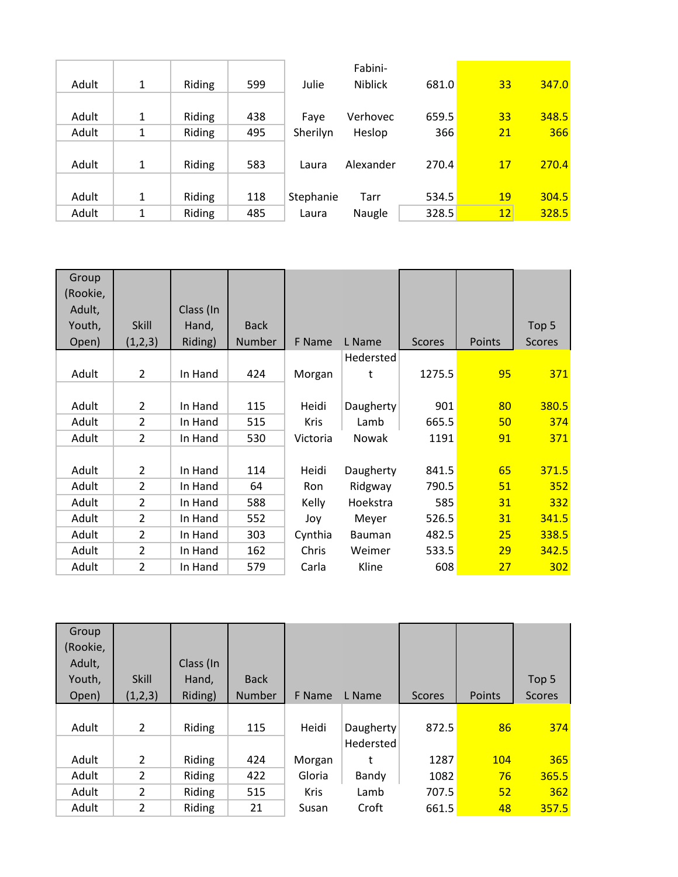| Adult | 1 | Riding | 599 | Julie | Fabini-Niblick | 681.0 | 33 | 347.0 |
|---|---|---|---|---|---|---|---|---|
| Adult | 1 | Riding | 438 | Faye | Verhovec | 659.5 | 33 | 348.5 |
| Adult | 1 | Riding | 495 | Sherilyn | Heslop | 366 | 21 | 366 |
| Adult | 1 | Riding | 583 | Laura | Alexander | 270.4 | 17 | 270.4 |
| Adult | 1 | Riding | 118 | Stephanie | Tarr | 534.5 | 19 | 304.5 |
| Adult | 1 | Riding | 485 | Laura | Naugle | 328.5 | 12 | 328.5 |

| Group (Rookie, Adult, Youth, Open) | Skill (1,2,3) | Class (In Hand, Riding) | Back Number | F Name | L Name | Scores | Points | Top 5 Scores |
|---|---|---|---|---|---|---|---|---|
| Adult | 2 | In Hand | 424 | Morgan | Hederstedt | 1275.5 | 95 | 371 |
| Adult | 2 | In Hand | 115 | Heidi | Daugherty | 901 | 80 | 380.5 |
| Adult | 2 | In Hand | 515 | Kris | Lamb | 665.5 | 50 | 374 |
| Adult | 2 | In Hand | 530 | Victoria | Nowak | 1191 | 91 | 371 |
| Adult | 2 | In Hand | 114 | Heidi | Daugherty | 841.5 | 65 | 371.5 |
| Adult | 2 | In Hand | 64 | Ron | Ridgway | 790.5 | 51 | 352 |
| Adult | 2 | In Hand | 588 | Kelly | Hoekstra | 585 | 31 | 332 |
| Adult | 2 | In Hand | 552 | Joy | Meyer | 526.5 | 31 | 341.5 |
| Adult | 2 | In Hand | 303 | Cynthia | Bauman | 482.5 | 25 | 338.5 |
| Adult | 2 | In Hand | 162 | Chris | Weimer | 533.5 | 29 | 342.5 |
| Adult | 2 | In Hand | 579 | Carla | Kline | 608 | 27 | 302 |

| Group (Rookie, Adult, Youth, Open) | Skill (1,2,3) | Class (In Hand, Riding) | Back Number | F Name | L Name | Scores | Points | Top 5 Scores |
|---|---|---|---|---|---|---|---|---|
| Adult | 2 | Riding | 115 | Heidi | Daugherty | 872.5 | 86 | 374 |
| Adult | 2 | Riding | 424 | Morgan | Hederstedt | 1287 | 104 | 365 |
| Adult | 2 | Riding | 422 | Gloria | Bandy | 1082 | 76 | 365.5 |
| Adult | 2 | Riding | 515 | Kris | Lamb | 707.5 | 52 | 362 |
| Adult | 2 | Riding | 21 | Susan | Croft | 661.5 | 48 | 357.5 |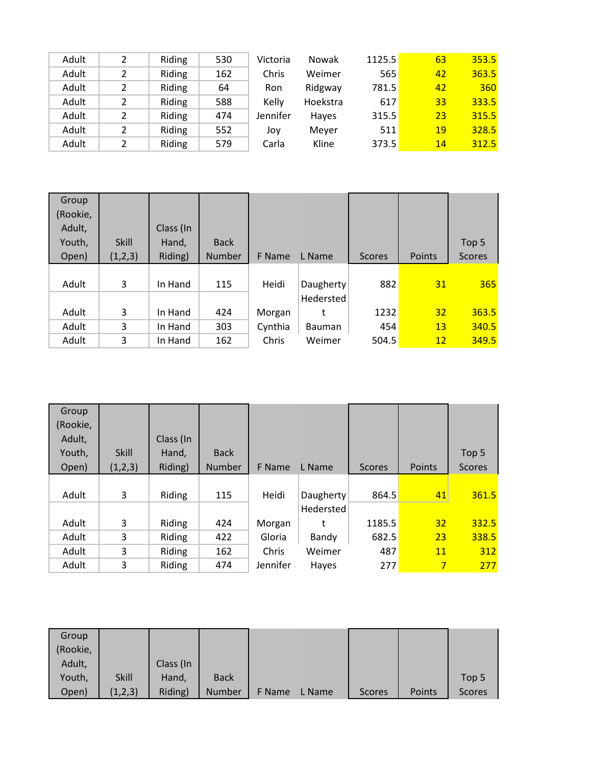| Adult | 2 | Riding | 530 | Victoria | Nowak | 1125.5 | 63 | 353.5 |
|---|---|---|---|---|---|---|---|---|
| Adult | 2 | Riding | 162 | Chris | Weimer | 565 | 42 | 363.5 |
| Adult | 2 | Riding | 64 | Ron | Ridgway | 781.5 | 42 | 360 |
| Adult | 2 | Riding | 588 | Kelly | Hoekstra | 617 | 33 | 333.5 |
| Adult | 2 | Riding | 474 | Jennifer | Hayes | 315.5 | 23 | 315.5 |
| Adult | 2 | Riding | 552 | Joy | Meyer | 511 | 19 | 328.5 |
| Adult | 2 | Riding | 579 | Carla | Kline | 373.5 | 14 | 312.5 |

| Group (Rookie, Adult, Youth, Open) | Skill (1,2,3) | Class (In Hand, Riding) | Back Number | F Name | L Name | Scores | Points | Top 5 Scores |
|---|---|---|---|---|---|---|---|---|
| Adult | 3 | In Hand | 115 | Heidi | Daugherty | 882 | 31 | 365 |
| Adult | 3 | In Hand | 424 | Morgan | Hedersted t | 1232 | 32 | 363.5 |
| Adult | 3 | In Hand | 303 | Cynthia | Bauman | 454 | 13 | 340.5 |
| Adult | 3 | In Hand | 162 | Chris | Weimer | 504.5 | 12 | 349.5 |

| Group (Rookie, Adult, Youth, Open) | Skill (1,2,3) | Class (In Hand, Riding) | Back Number | F Name | L Name | Scores | Points | Top 5 Scores |
|---|---|---|---|---|---|---|---|---|
| Adult | 3 | Riding | 115 | Heidi | Daugherty | 864.5 | 41 | 361.5 |
| Adult | 3 | Riding | 424 | Morgan | Hedersted t | 1185.5 | 32 | 332.5 |
| Adult | 3 | Riding | 422 | Gloria | Bandy | 682.5 | 23 | 338.5 |
| Adult | 3 | Riding | 162 | Chris | Weimer | 487 | 11 | 312 |
| Adult | 3 | Riding | 474 | Jennifer | Hayes | 277 | 7 | 277 |

| Group (Rookie, Adult, Youth, Open) | Skill (1,2,3) | Class (In Hand, Riding) | Back Number | F Name | L Name | Scores | Points | Top 5 Scores |
|---|---|---|---|---|---|---|---|---|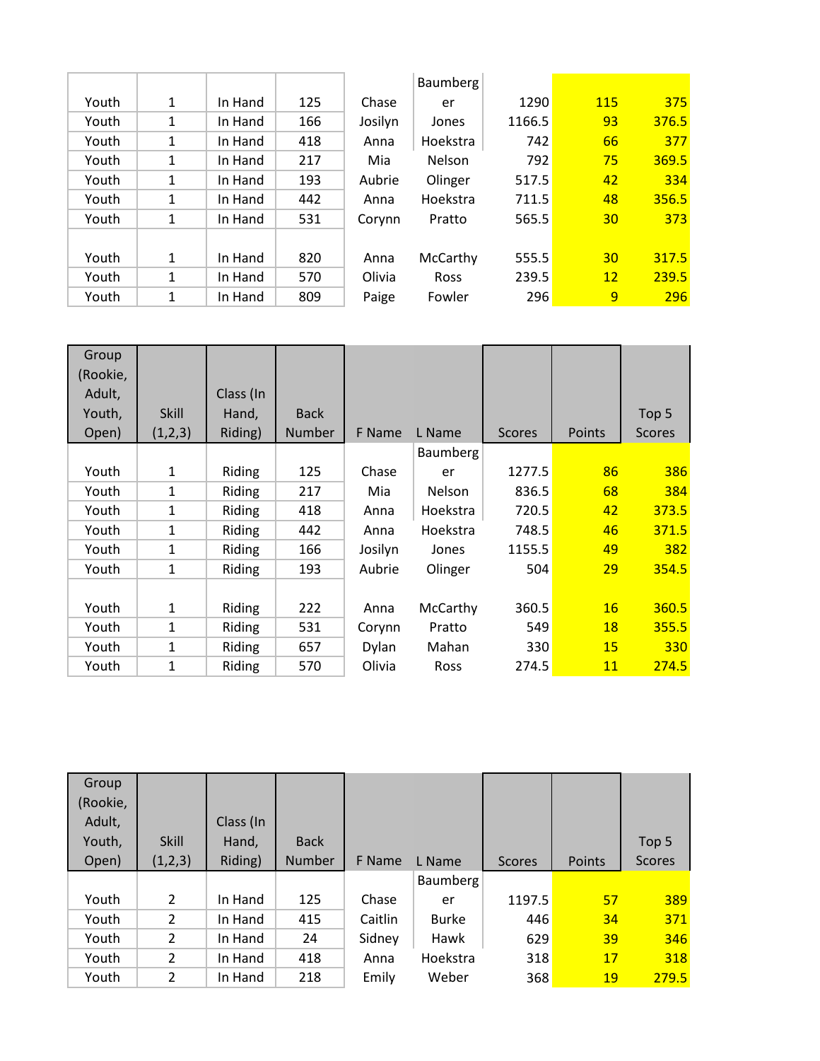| | | | | | | | | |
|---|---|---|---|---|---|---|---|---|
| Youth | 1 | In Hand | 125 | Chase | Baumberger | 1290 | 115 | 375 |
| Youth | 1 | In Hand | 166 | Josilyn | Jones | 1166.5 | 93 | 376.5 |
| Youth | 1 | In Hand | 418 | Anna | Hoekstra | 742 | 66 | 377 |
| Youth | 1 | In Hand | 217 | Mia | Nelson | 792 | 75 | 369.5 |
| Youth | 1 | In Hand | 193 | Aubrie | Olinger | 517.5 | 42 | 334 |
| Youth | 1 | In Hand | 442 | Anna | Hoekstra | 711.5 | 48 | 356.5 |
| Youth | 1 | In Hand | 531 | Corynn | Pratto | 565.5 | 30 | 373 |
| Youth | 1 | In Hand | 820 | Anna | McCarthy | 555.5 | 30 | 317.5 |
| Youth | 1 | In Hand | 570 | Olivia | Ross | 239.5 | 12 | 239.5 |
| Youth | 1 | In Hand | 809 | Paige | Fowler | 296 | 9 | 296 |

| Group (Rookie, Adult, Youth, Open) | Skill (1,2,3) | Class (In Hand, Riding) | Back Number | F Name | L Name | Scores | Points | Top 5 Scores |
|---|---|---|---|---|---|---|---|---|
| Youth | 1 | Riding | 125 | Chase | Baumberger | 1277.5 | 86 | 386 |
| Youth | 1 | Riding | 217 | Mia | Nelson | 836.5 | 68 | 384 |
| Youth | 1 | Riding | 418 | Anna | Hoekstra | 720.5 | 42 | 373.5 |
| Youth | 1 | Riding | 442 | Anna | Hoekstra | 748.5 | 46 | 371.5 |
| Youth | 1 | Riding | 166 | Josilyn | Jones | 1155.5 | 49 | 382 |
| Youth | 1 | Riding | 193 | Aubrie | Olinger | 504 | 29 | 354.5 |
| Youth | 1 | Riding | 222 | Anna | McCarthy | 360.5 | 16 | 360.5 |
| Youth | 1 | Riding | 531 | Corynn | Pratto | 549 | 18 | 355.5 |
| Youth | 1 | Riding | 657 | Dylan | Mahan | 330 | 15 | 330 |
| Youth | 1 | Riding | 570 | Olivia | Ross | 274.5 | 11 | 274.5 |

| Group (Rookie, Adult, Youth, Open) | Skill (1,2,3) | Class (In Hand, Riding) | Back Number | F Name | L Name | Scores | Points | Top 5 Scores |
|---|---|---|---|---|---|---|---|---|
| Youth | 2 | In Hand | 125 | Chase | Baumberger | 1197.5 | 57 | 389 |
| Youth | 2 | In Hand | 415 | Caitlin | Burke | 446 | 34 | 371 |
| Youth | 2 | In Hand | 24 | Sidney | Hawk | 629 | 39 | 346 |
| Youth | 2 | In Hand | 418 | Anna | Hoekstra | 318 | 17 | 318 |
| Youth | 2 | In Hand | 218 | Emily | Weber | 368 | 19 | 279.5 |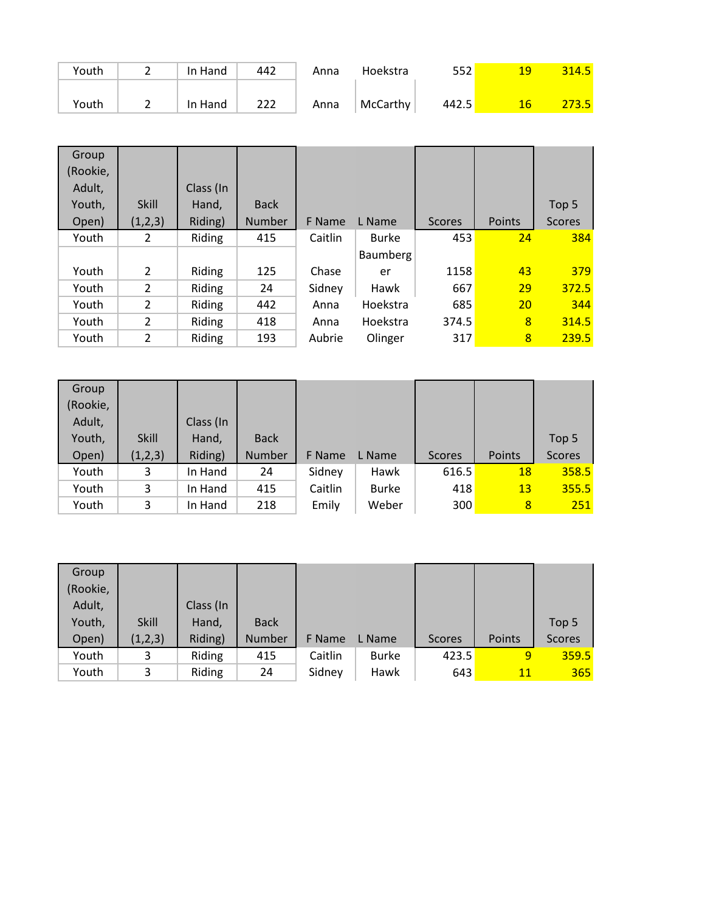| | | | | | | | | |
|---|---|---|---|---|---|---|---|---|
| Youth | 2 | In Hand | 442 | Anna | Hoekstra | 552 | 19 | 314.5 |
| Youth | 2 | In Hand | 222 | Anna | McCarthy | 442.5 | 16 | 273.5 |

| Group (Rookie, Adult, Youth, Open) | Skill (1,2,3) | Class (In Hand, Riding) | Back Number | F Name | L Name | Scores | Points | Top 5 Scores |
|---|---|---|---|---|---|---|---|---|
| Youth | 2 | Riding | 415 | Caitlin | Burke | 453 | 24 | 384 |
| Youth | 2 | Riding | 125 | Chase | Baumberger | 1158 | 43 | 379 |
| Youth | 2 | Riding | 24 | Sidney | Hawk | 667 | 29 | 372.5 |
| Youth | 2 | Riding | 442 | Anna | Hoekstra | 685 | 20 | 344 |
| Youth | 2 | Riding | 418 | Anna | Hoekstra | 374.5 | 8 | 314.5 |
| Youth | 2 | Riding | 193 | Aubrie | Olinger | 317 | 8 | 239.5 |

| Group (Rookie, Adult, Youth, Open) | Skill (1,2,3) | Class (In Hand, Riding) | Back Number | F Name | L Name | Scores | Points | Top 5 Scores |
|---|---|---|---|---|---|---|---|---|
| Youth | 3 | In Hand | 24 | Sidney | Hawk | 616.5 | 18 | 358.5 |
| Youth | 3 | In Hand | 415 | Caitlin | Burke | 418 | 13 | 355.5 |
| Youth | 3 | In Hand | 218 | Emily | Weber | 300 | 8 | 251 |

| Group (Rookie, Adult, Youth, Open) | Skill (1,2,3) | Class (In Hand, Riding) | Back Number | F Name | L Name | Scores | Points | Top 5 Scores |
|---|---|---|---|---|---|---|---|---|
| Youth | 3 | Riding | 415 | Caitlin | Burke | 423.5 | 9 | 359.5 |
| Youth | 3 | Riding | 24 | Sidney | Hawk | 643 | 11 | 365 |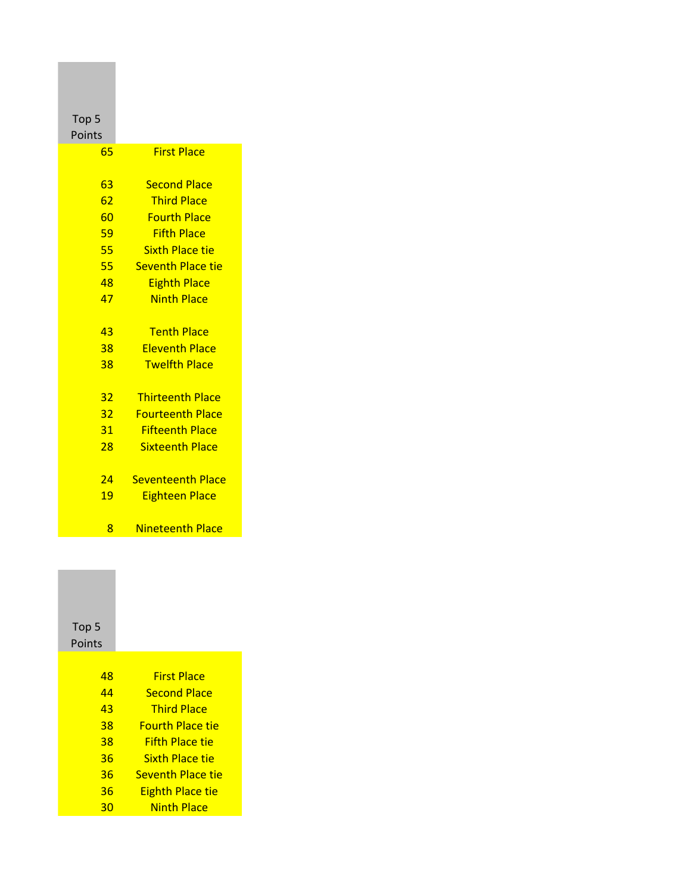| Top 5 Points | |
|---|---|
| 65 | First Place |
| 63 | Second Place |
| 62 | Third Place |
| 60 | Fourth Place |
| 59 | Fifth Place |
| 55 | Sixth Place tie |
| 55 | Seventh Place tie |
| 48 | Eighth Place |
| 47 | Ninth Place |
| 43 | Tenth Place |
| 38 | Eleventh Place |
| 38 | Twelfth Place |
| 32 | Thirteenth Place |
| 32 | Fourteenth Place |
| 31 | Fifteenth Place |
| 28 | Sixteenth Place |
| 24 | Seventeenth Place |
| 19 | Eighteen Place |
| 8 | Nineteenth Place |

| Top 5 Points | |
|---|---|
| 48 | First Place |
| 44 | Second Place |
| 43 | Third Place |
| 38 | Fourth Place tie |
| 38 | Fifth Place tie |
| 36 | Sixth Place tie |
| 36 | Seventh Place tie |
| 36 | Eighth Place tie |
| 30 | Ninth Place |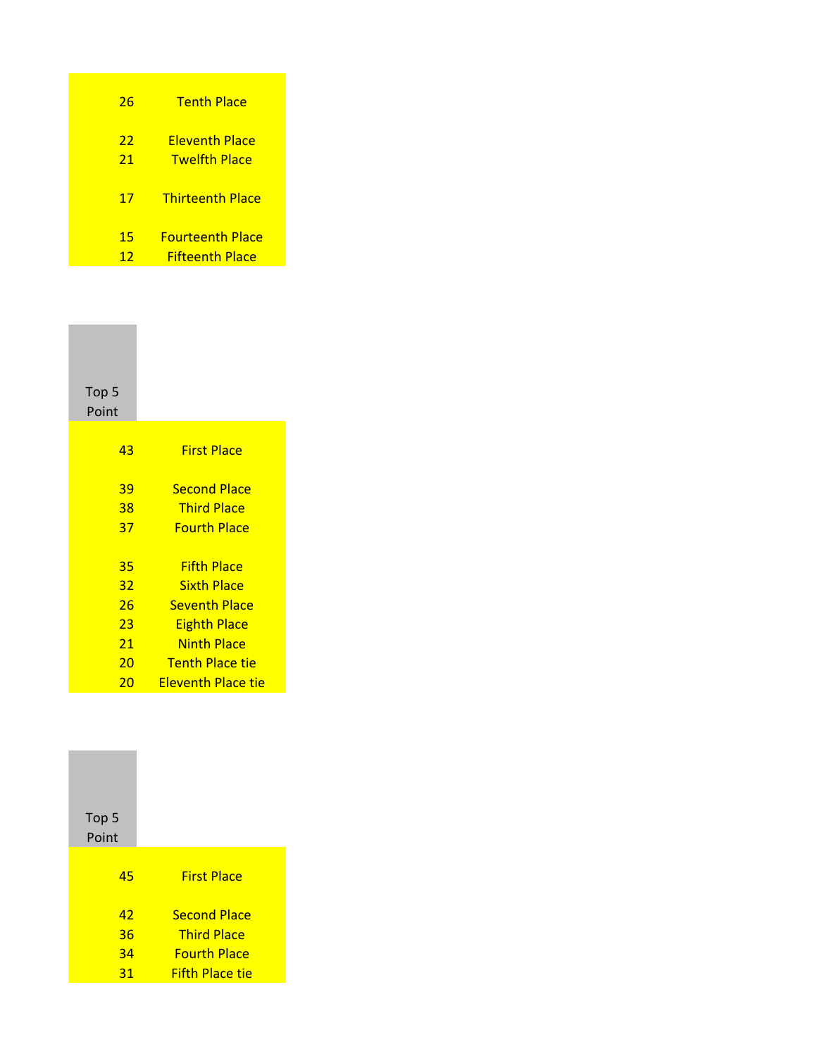| | |
|---|---|
| 26 | Tenth Place |
| 22 | Eleventh Place |
| 21 | Twelfth Place |
| 17 | Thirteenth Place |
| 15 | Fourteenth Place |
| 12 | Fifteenth Place |

| Top 5 Point | |
|---|---|
| 43 | First Place |
| 39 | Second Place |
| 38 | Third Place |
| 37 | Fourth Place |
| 35 | Fifth Place |
| 32 | Sixth Place |
| 26 | Seventh Place |
| 23 | Eighth Place |
| 21 | Ninth Place |
| 20 | Tenth Place tie |
| 20 | Eleventh Place tie |

| Top 5 Point | |
|---|---|
| 45 | First Place |
| 42 | Second Place |
| 36 | Third Place |
| 34 | Fourth Place |
| 31 | Fifth Place tie |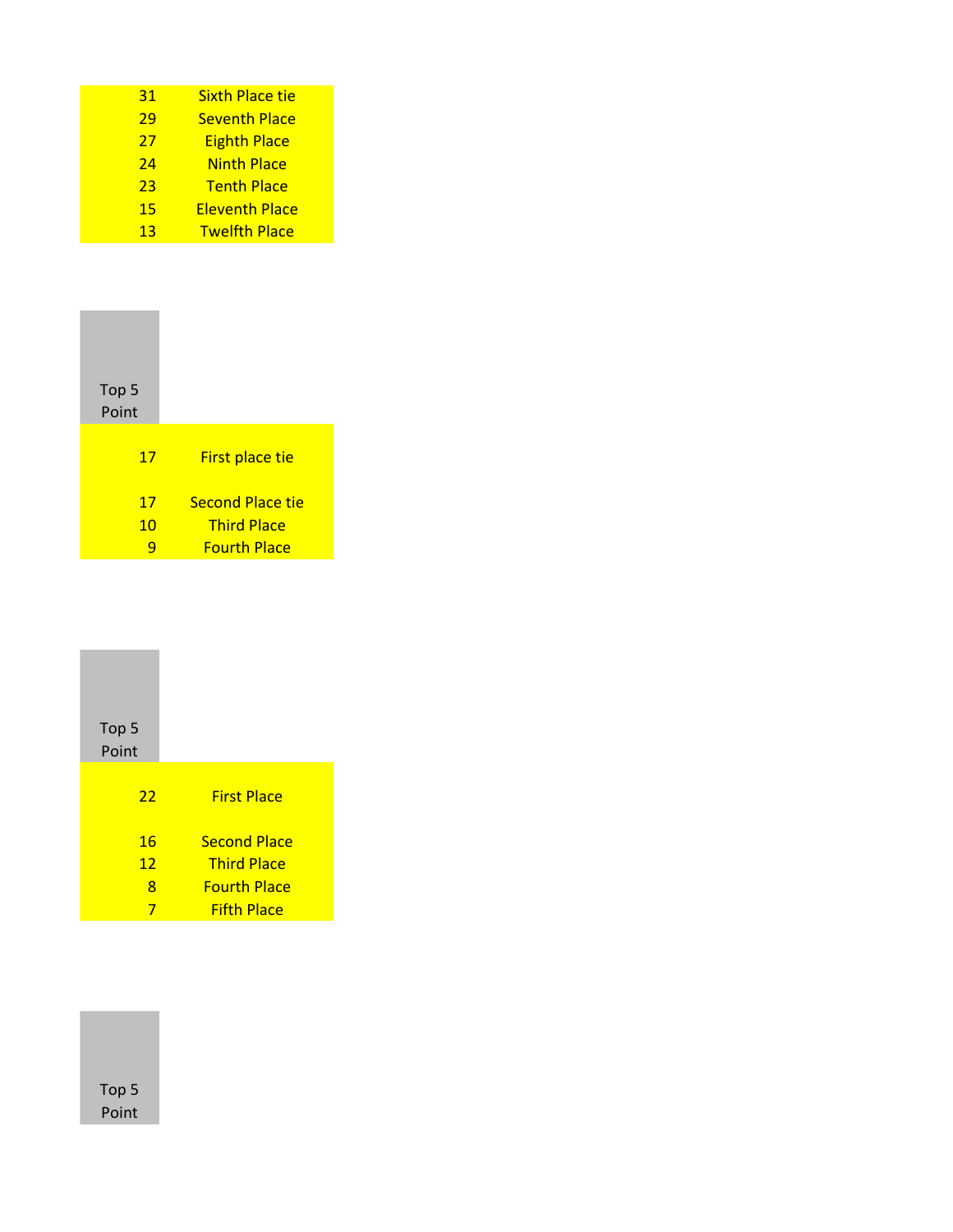| | |
|---|---|
| 31 | Sixth Place tie |
| 29 | Seventh Place |
| 27 | Eighth Place |
| 24 | Ninth Place |
| 23 | Tenth Place |
| 15 | Eleventh Place |
| 13 | Twelfth Place |

| Top 5 Point | |
|---|---|
| 17 | First place tie |
| 17 | Second Place tie |
| 10 | Third Place |
| 9 | Fourth Place |

| Top 5 Point | |
|---|---|
| 22 | First Place |
| 16 | Second Place |
| 12 | Third Place |
| 8 | Fourth Place |
| 7 | Fifth Place |

| Top 5 Point | |
|---|---|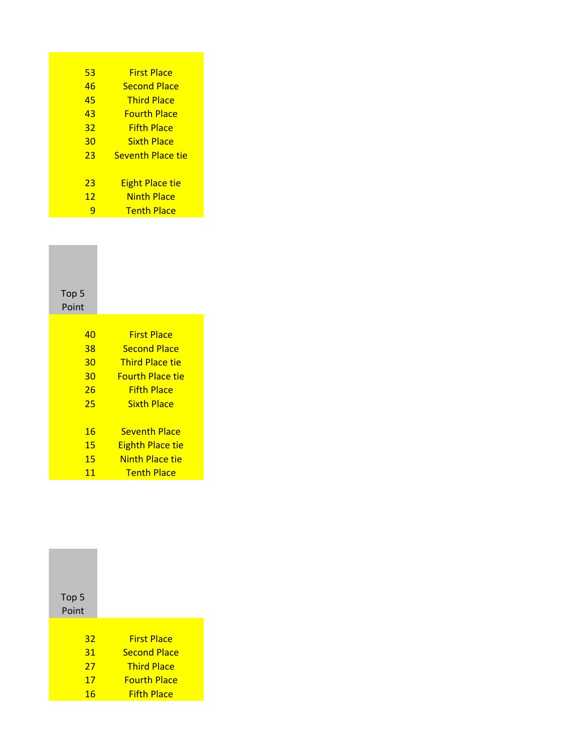| | |
|---|---|
| 53 | First Place |
| 46 | Second Place |
| 45 | Third Place |
| 43 | Fourth Place |
| 32 | Fifth Place |
| 30 | Sixth Place |
| 23 | Seventh Place tie |
| 23 | Eight Place tie |
| 12 | Ninth Place |
| 9 | Tenth Place |

| Top 5 Point | |
|---|---|
| 40 | First Place |
| 38 | Second Place |
| 30 | Third Place tie |
| 30 | Fourth Place tie |
| 26 | Fifth Place |
| 25 | Sixth Place |
| 16 | Seventh Place |
| 15 | Eighth Place tie |
| 15 | Ninth Place tie |
| 11 | Tenth Place |

| Top 5 Point | |
|---|---|
| 32 | First Place |
| 31 | Second Place |
| 27 | Third Place |
| 17 | Fourth Place |
| 16 | Fifth Place |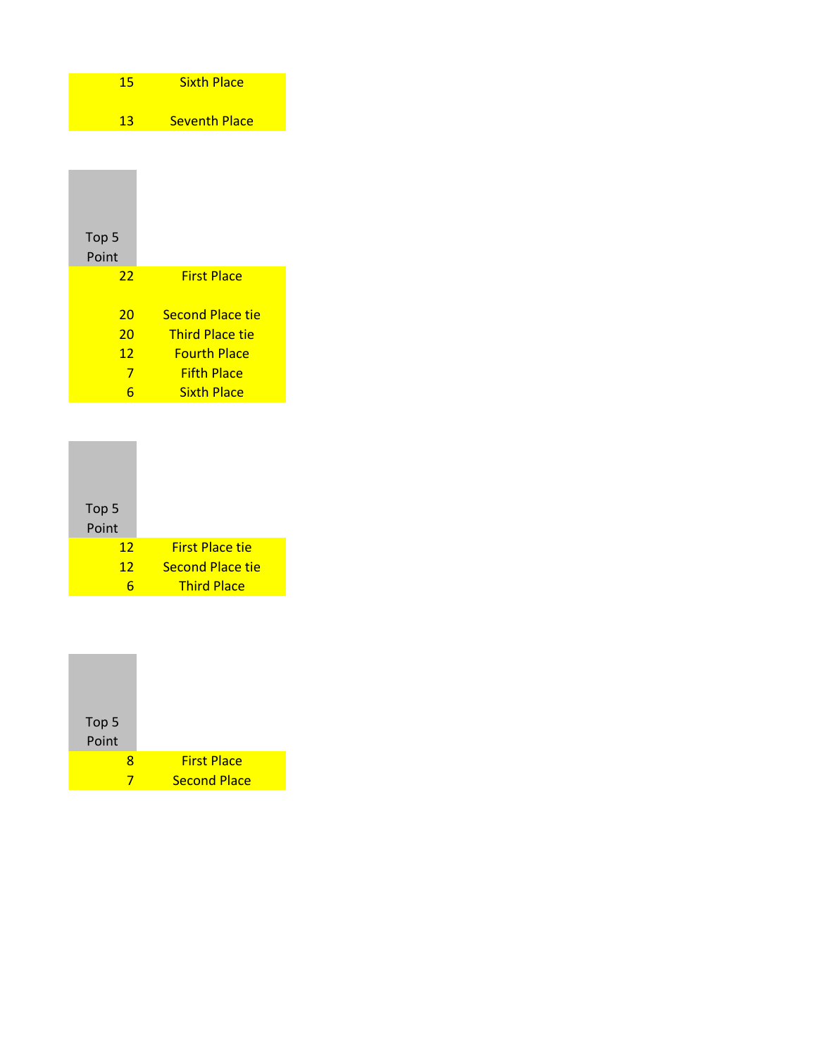| | |
|---|---|
| 15 | Sixth Place |
| 13 | Seventh Place |

| Top 5 Point | |
|---|---|
| 22 | First Place |
| 20 | Second Place tie |
| 20 | Third Place tie |
| 12 | Fourth Place |
| 7 | Fifth Place |
| 6 | Sixth Place |

| Top 5 Point | |
|---|---|
| 12 | First Place tie |
| 12 | Second Place tie |
| 6 | Third Place |

| Top 5 Point | |
|---|---|
| 8 | First Place |
| 7 | Second Place |